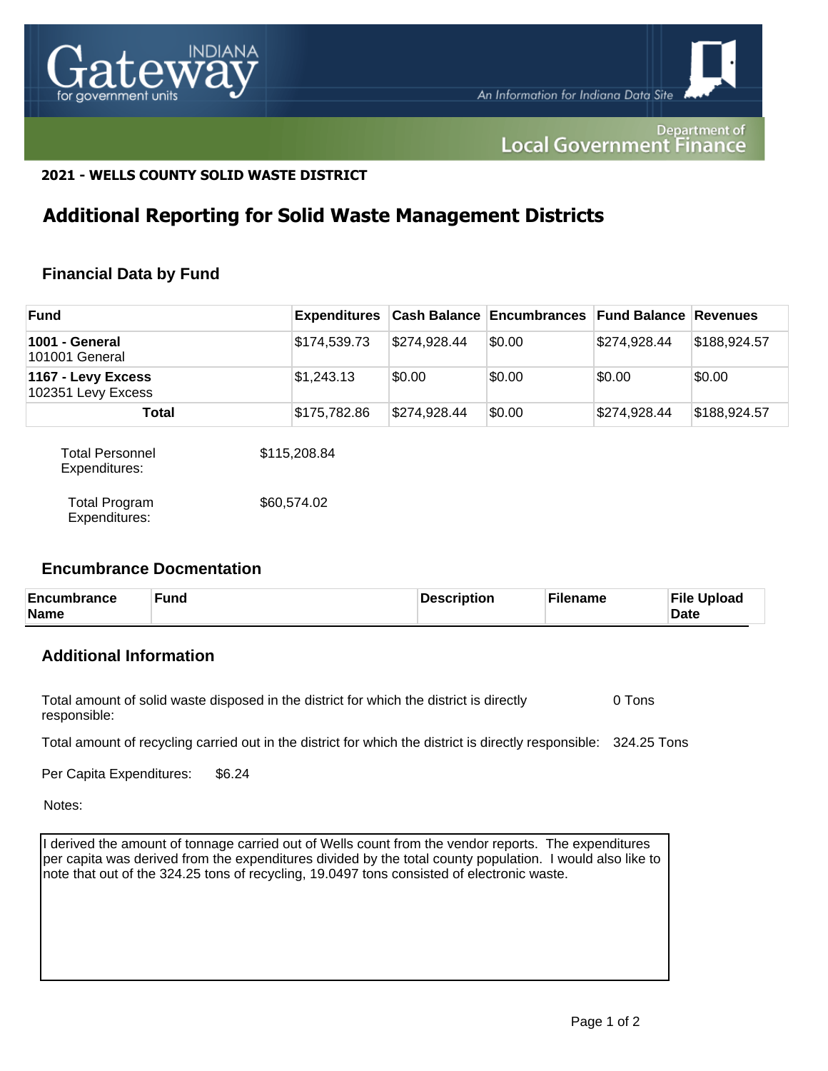**2021 - WELLS COUNTY SOLID WASTE DISTRICT**

# Additional Reporting for Solid Waste Management Districts

## Financial Data by Fund

| Fund | Expenditures | Cash Balance | Encumbrances | Fund Balance | Revenues |
|---|---|---|---|---|---|
| **1001 - General** 101001 General | $174,539.73 | $274,928.44 | $0.00 | $274,928.44 | $188,924.57 |
| **1167 - Levy Excess** 102351 Levy Excess | $1,243.13 | $0.00 | $0.00 | $0.00 | $0.00 |
| **Total** | $175,782.86 | $274,928.44 | $0.00 | $274,928.44 | $188,924.57 |

Total Personnel Expenditures: $115,208.84

Total Program Expenditures: $60,574.02

## Encumbrance Docmentation

| Encumbrance Name | Fund | Description | Filename | File Upload Date |
|---|---|---|---|---|

## Additional Information

Total amount of solid waste disposed in the district for which the district is directly responsible: 0 Tons

Total amount of recycling carried out in the district for which the district is directly responsible: 324.25 Tons

Per Capita Expenditures: $6.24

Notes:

I derived the amount of tonnage carried out of Wells count from the vendor reports. The expenditures per capita was derived from the expenditures divided by the total county population. I would also like to note that out of the 324.25 tons of recycling, 19.0497 tons consisted of electronic waste.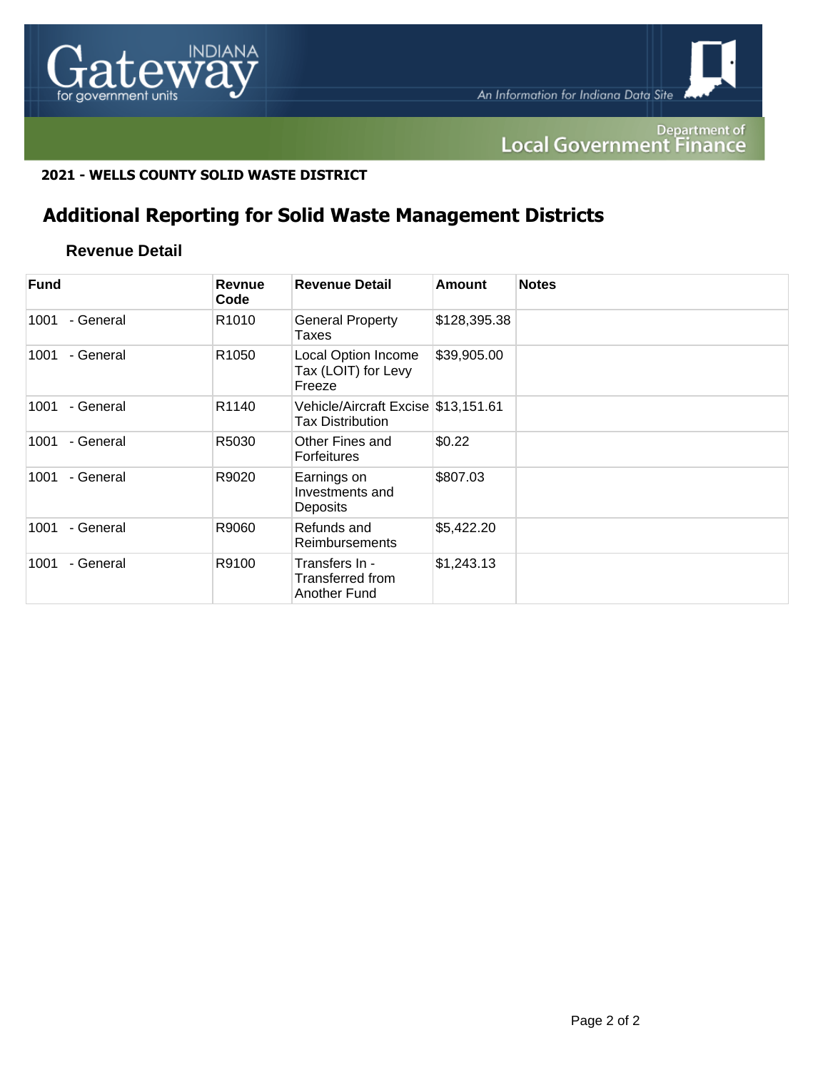**2021 - WELLS COUNTY SOLID WASTE DISTRICT**

## Additional Reporting for Solid Waste Management Districts

### Revenue Detail

| Fund | Revnue Code | Revenue Detail | Amount | Notes |
|---|---|---|---|---|
| 1001 - General | R1010 | General Property Taxes | $128,395.38 | |
| 1001 - General | R1050 | Local Option Income Tax (LOIT) for Levy Freeze | $39,905.00 | |
| 1001 - General | R1140 | Vehicle/Aircraft Excise Tax Distribution | $13,151.61 | |
| 1001 - General | R5030 | Other Fines and Forfeitures | $0.22 | |
| 1001 - General | R9020 | Earnings on Investments and Deposits | $807.03 | |
| 1001 - General | R9060 | Refunds and Reimbursements | $5,422.20 | |
| 1001 - General | R9100 | Transfers In - Transferred from Another Fund | $1,243.13 | |